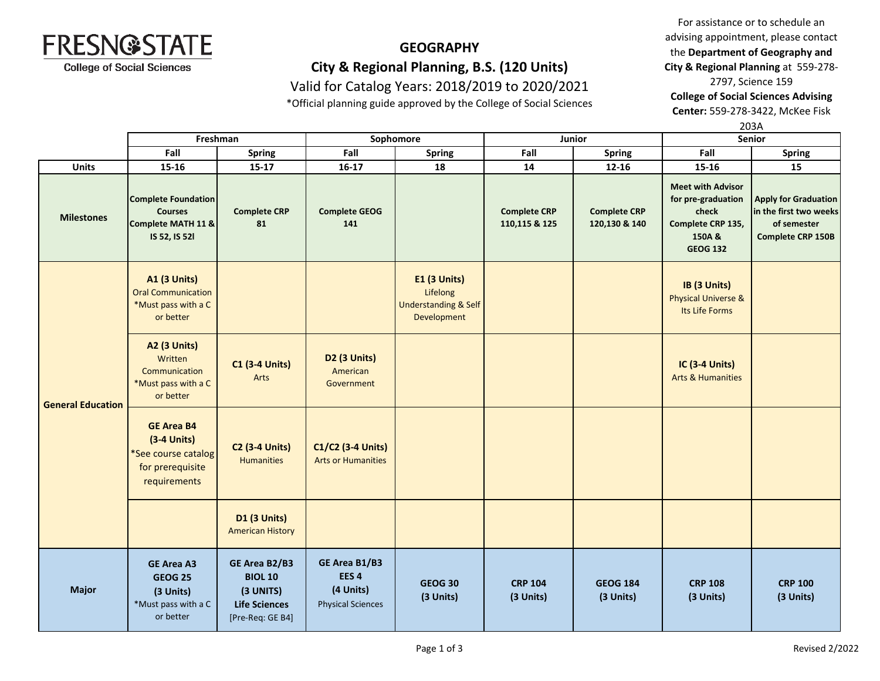FRESNO STATE
College of Social Sciences

# GEOGRAPHY

## City & Regional Planning, B.S. (120 Units)

Valid for Catalog Years: 2018/2019 to 2020/2021

*Official planning guide approved by the College of Social Sciences

For assistance or to schedule an advising appointment, please contact the **Department of Geography and City & Regional Planning** at 559-278-2797, Science 159
**College of Social Sciences Advising Center:** 559-278-3422, McKee Fisk 203A

| | Freshman | | Sophomore | | Junior | | Senior | |
|---|---|---|---|---|---|---|---|---|
| | Fall | Spring | Fall | Spring | Fall | Spring | Fall | Spring |
| **Units** | 15-16 | 15-17 | 16-17 | 18 | 14 | 12-16 | 15-16 | 15 |
| **Milestones** | **Complete Foundation Courses Complete MATH 11 & IS 52, IS 52l** | **Complete CRP 81** | **Complete GEOG 141** | | **Complete CRP 110,115 & 125** | **Complete CRP 120,130 & 140** | **Meet with Advisor for pre-graduation check Complete CRP 135, 150A & GEOG 132** | **Apply for Graduation in the first two weeks of semester Complete CRP 150B** |
| **General Education** | **A1 (3 Units)** Oral Communication *Must pass with a C or better | | | **E1 (3 Units)** Lifelong Understanding & Self Development | | | **IB (3 Units)** Physical Universe & Its Life Forms | |
| | **A2 (3 Units)** Written Communication *Must pass with a C or better | **C1 (3-4 Units)** Arts | **D2 (3 Units)** American Government | | | | **IC (3-4 Units)** Arts & Humanities | |
| | **GE Area B4 (3-4 Units)** *See course catalog for prerequisite requirements | **C2 (3-4 Units)** Humanities | **C1/C2 (3-4 Units)** Arts or Humanities | | | | | |
| | | **D1 (3 Units)** American History | | | | | | |
| **Major** | **GE Area A3 GEOG 25 (3 Units)** *Must pass with a C or better | **GE Area B2/B3 BIOL 10 (3 UNITS) Life Sciences** [Pre-Req: GE B4] | **GE Area B1/B3 EES 4 (4 Units)** Physical Sciences | **GEOG 30 (3 Units)** | **CRP 104 (3 Units)** | **GEOG 184 (3 Units)** | **CRP 108 (3 Units)** | **CRP 100 (3 Units)** |

Revised 2/2022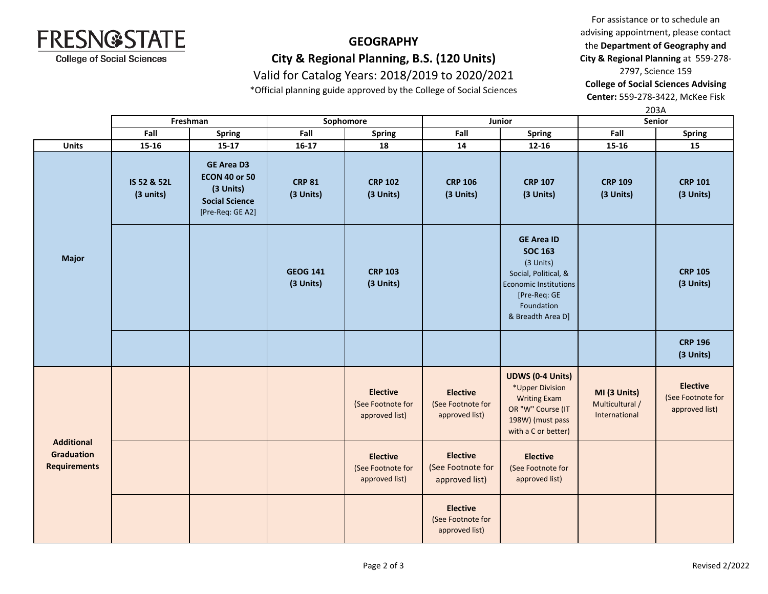FRESNO STATE
College of Social Sciences

# GEOGRAPHY
## City & Regional Planning, B.S. (120 Units)

Valid for Catalog Years: 2018/2019 to 2020/2021

*Official planning guide approved by the College of Social Sciences

For assistance or to schedule an advising appointment, please contact the **Department of Geography and City & Regional Planning** at 559-278-2797, Science 159
**College of Social Sciences Advising Center:** 559-278-3422, McKee Fisk 203A

| | Freshman | | Sophomore | | Junior | | Senior | |
|---|---|---|---|---|---|---|---|---|
| | Fall | Spring | Fall | Spring | Fall | Spring | Fall | Spring |
| **Units** | 15-16 | 15-17 | 16-17 | 18 | 14 | 12-16 | 15-16 | 15 |
| **Major** | **IS 52 & 52L (3 units)** | **GE Area D3 ECON 40 or 50 (3 Units) Social Science** [Pre-Req: GE A2] | **CRP 81 (3 Units)** | **CRP 102 (3 Units)** | **CRP 106 (3 Units)** | **CRP 107 (3 Units)** | **CRP 109 (3 Units)** | **CRP 101 (3 Units)** |
| | | | **GEOG 141 (3 Units)** | **CRP 103 (3 Units)** | | **GE Area ID SOC 163** (3 Units) Social, Political, & Economic Institutions [Pre-Req: GE Foundation & Breadth Area D] | | **CRP 105 (3 Units)** |
| | | | | | | | | **CRP 196 (3 Units)** |
| **Additional Graduation Requirements** | | | | **Elective** (See Footnote for approved list) | **Elective** (See Footnote for approved list) | **UDWS (0-4 Units)** *Upper Division Writing Exam OR "W" Course (IT 198W) (must pass with a C or better) | **MI (3 Units)** Multicultural / International | **Elective** (See Footnote for approved list) |
| | | | | **Elective** (See Footnote for approved list) | **Elective** (See Footnote for approved list) | **Elective** (See Footnote for approved list) | | |
| | | | | | **Elective** (See Footnote for approved list) | | | |

Revised 2/2022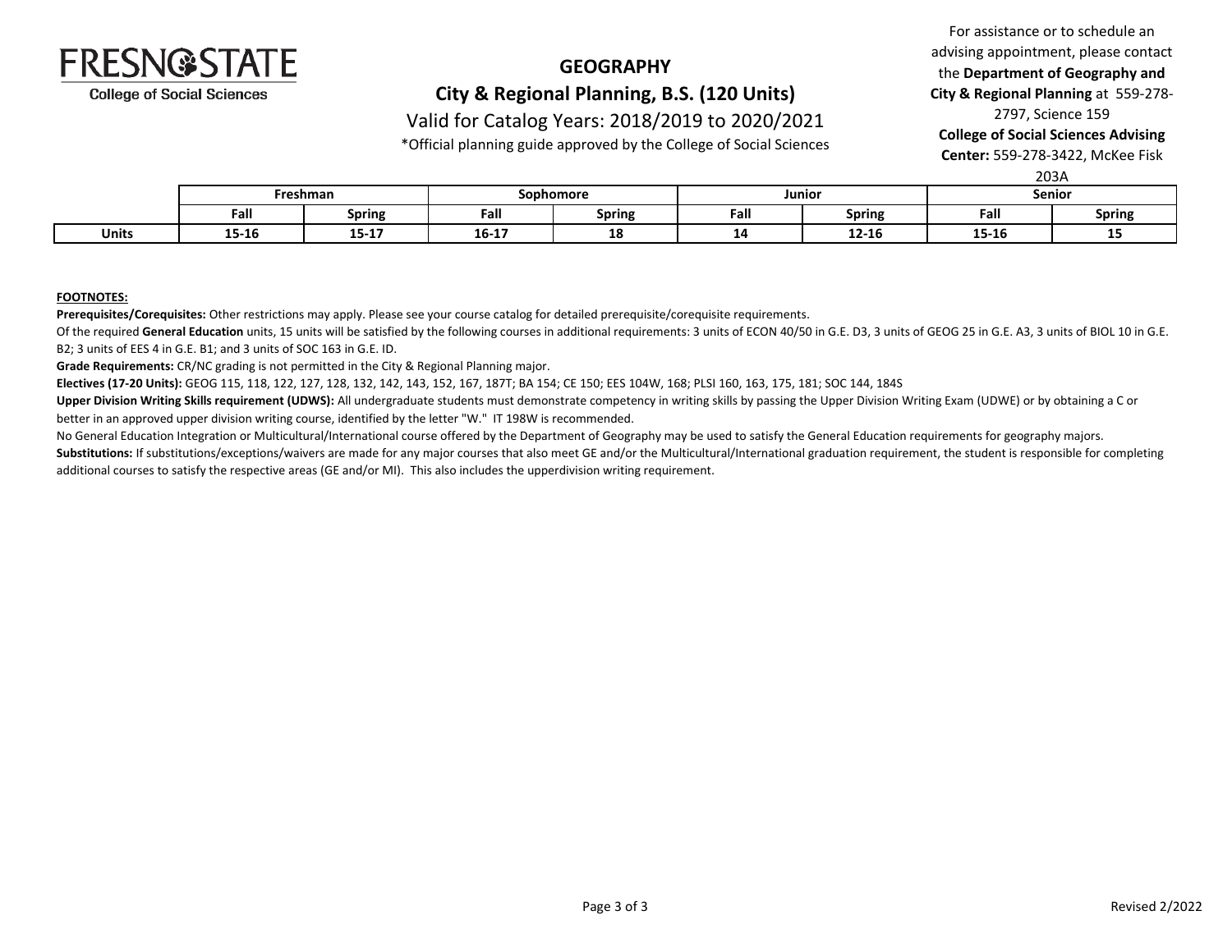FRESNO STATE
College of Social Sciences

# GEOGRAPHY

## City & Regional Planning, B.S. (120 Units)

Valid for Catalog Years: 2018/2019 to 2020/2021

*Official planning guide approved by the College of Social Sciences

For assistance or to schedule an advising appointment, please contact the **Department of Geography and City & Regional Planning** at 559-278-2797, Science 159
**College of Social Sciences Advising Center:** 559-278-3422, McKee Fisk 203A

| | Freshman | | Sophomore | | Junior | | Senior | |
|---|---|---|---|---|---|---|---|---|
| | Fall | Spring | Fall | Spring | Fall | Spring | Fall | Spring |
| **Units** | 15-16 | 15-17 | 16-17 | 18 | 14 | 12-16 | 15-16 | 15 |

**FOOTNOTES:**

**Prerequisites/Corequisites:** Other restrictions may apply. Please see your course catalog for detailed prerequisite/corequisite requirements.

Of the required **General Education** units, 15 units will be satisfied by the following courses in additional requirements: 3 units of ECON 40/50 in G.E. D3, 3 units of GEOG 25 in G.E. A3, 3 units of BIOL 10 in G.E. B2; 3 units of EES 4 in G.E. B1; and 3 units of SOC 163 in G.E. ID.

**Grade Requirements:** CR/NC grading is not permitted in the City & Regional Planning major.

**Electives (17-20 Units):** GEOG 115, 118, 122, 127, 128, 132, 142, 143, 152, 167, 187T; BA 154; CE 150; EES 104W, 168; PLSI 160, 163, 175, 181; SOC 144, 184S

**Upper Division Writing Skills requirement (UDWS):** All undergraduate students must demonstrate competency in writing skills by passing the Upper Division Writing Exam (UDWE) or by obtaining a C or better in an approved upper division writing course, identified by the letter "W." IT 198W is recommended.

No General Education Integration or Multicultural/International course offered by the Department of Geography may be used to satisfy the General Education requirements for geography majors.

**Substitutions:** If substitutions/exceptions/waivers are made for any major courses that also meet GE and/or the Multicultural/International graduation requirement, the student is responsible for completing additional courses to satisfy the respective areas (GE and/or MI). This also includes the upperdivision writing requirement.

Revised 2/2022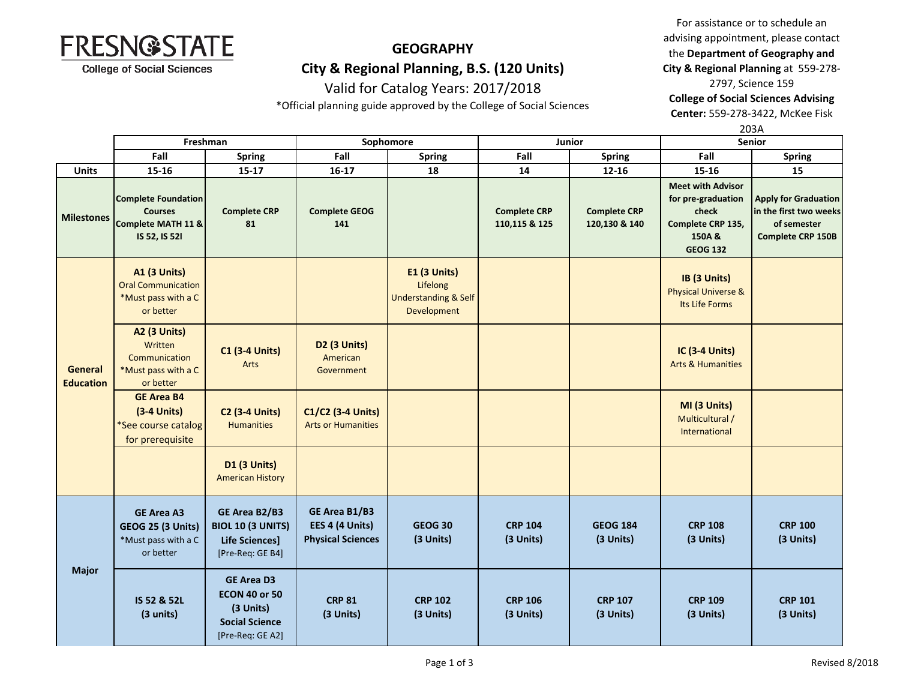FRESNO STATE
College of Social Sciences

# GEOGRAPHY
## City & Regional Planning, B.S. (120 Units)
### Valid for Catalog Years: 2017/2018

*Official planning guide approved by the College of Social Sciences

For assistance or to schedule an advising appointment, please contact the **Department of Geography and City & Regional Planning** at 559-278-2797, Science 159
**College of Social Sciences Advising Center:** 559-278-3422, McKee Fisk 203A

| | Freshman | | Sophomore | | Junior | | Senior | |
|---|---|---|---|---|---|---|---|---|
| | **Fall** | **Spring** | **Fall** | **Spring** | **Fall** | **Spring** | **Fall** | **Spring** |
| **Units** | **15-16** | **15-17** | **16-17** | **18** | **14** | **12-16** | **15-16** | **15** |
| **Milestones** | **Complete Foundation Courses Complete MATH 11 & IS 52, IS 52l** | **Complete CRP 81** | **Complete GEOG 141** | | **Complete CRP 110,115 & 125** | **Complete CRP 120,130 & 140** | **Meet with Advisor for pre-graduation check Complete CRP 135, 150A & GEOG 132** | **Apply for Graduation in the first two weeks of semester Complete CRP 150B** |
| **General Education** | **A1 (3 Units)** Oral Communication *Must pass with a C or better | | | **E1 (3 Units)** Lifelong Understanding & Self Development | | | **IB (3 Units)** Physical Universe & Its Life Forms | |
| | **A2 (3 Units)** Written Communication *Must pass with a C or better | **C1 (3-4 Units)** Arts | **D2 (3 Units)** American Government | | | | **IC (3-4 Units)** Arts & Humanities | |
| | **GE Area B4 (3-4 Units)** *See course catalog for prerequisite | **C2 (3-4 Units)** Humanities | **C1/C2 (3-4 Units)** Arts or Humanities | | | | **MI (3 Units)** Multicultural / International | |
| | | **D1 (3 Units)** American History | | | | | | |
| **Major** | **GE Area A3 GEOG 25 (3 Units)** *Must pass with a C or better | **GE Area B2/B3 BIOL 10 (3 UNITS) Life Sciences]** [Pre-Req: GE B4] | **GE Area B1/B3 EES 4 (4 Units) Physical Sciences** | **GEOG 30 (3 Units)** | **CRP 104 (3 Units)** | **GEOG 184 (3 Units)** | **CRP 108 (3 Units)** | **CRP 100 (3 Units)** |
| | **IS 52 & 52L (3 units)** | **GE Area D3 ECON 40 or 50 (3 Units) Social Science** [Pre-Req: GE A2] | **CRP 81 (3 Units)** | **CRP 102 (3 Units)** | **CRP 106 (3 Units)** | **CRP 107 (3 Units)** | **CRP 109 (3 Units)** | **CRP 101 (3 Units)** |

Revised 8/2018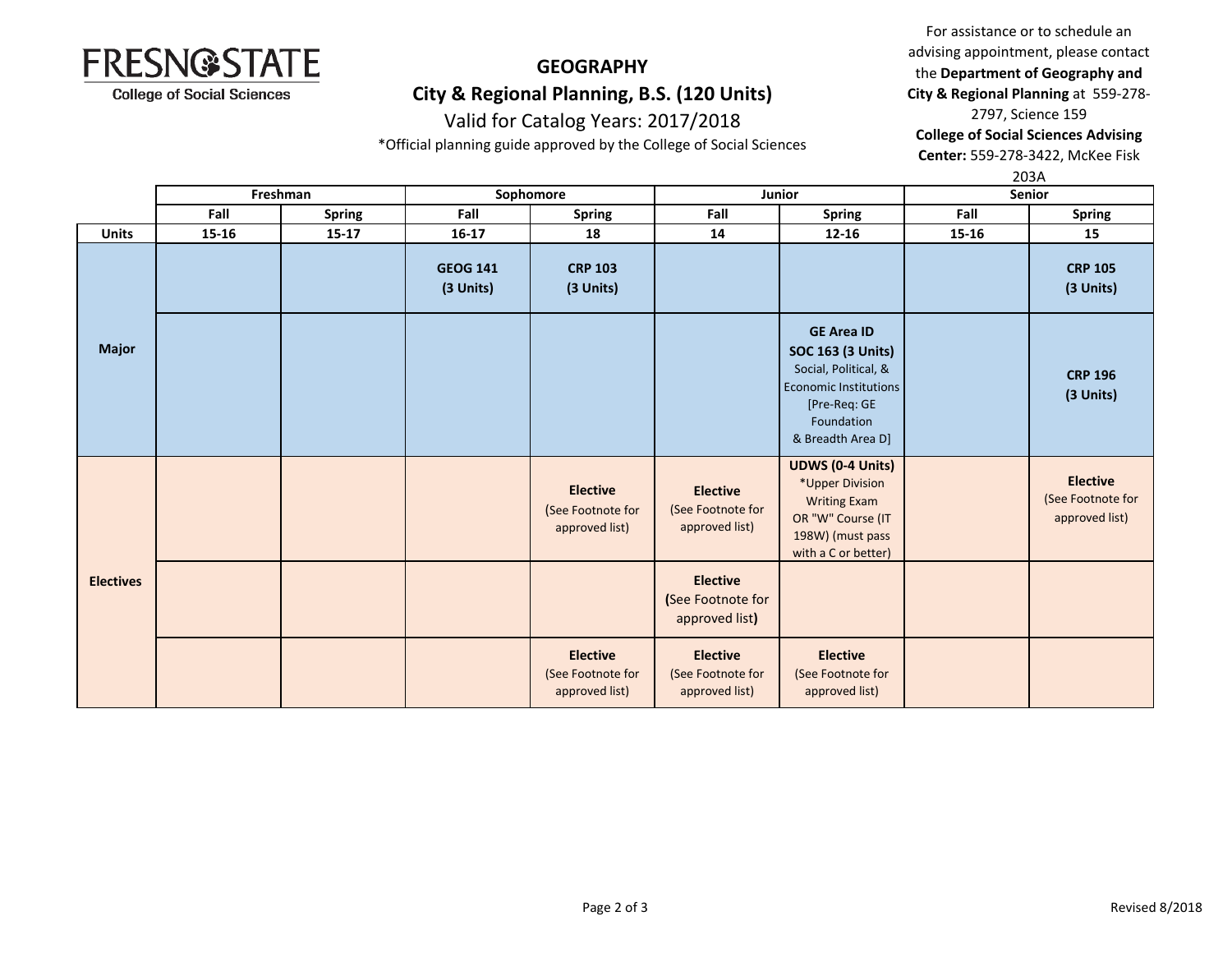# GEOGRAPHY

## City & Regional Planning, B.S. (120 Units)

Valid for Catalog Years: 2017/2018

*Official planning guide approved by the College of Social Sciences

For assistance or to schedule an advising appointment, please contact the **Department of Geography and City & Regional Planning** at 559-278-2797, Science 159

**College of Social Sciences Advising Center:** 559-278-3422, McKee Fisk 203A

| | Freshman | | Sophomore | | Junior | | Senior | |
|---|---|---|---|---|---|---|---|---|
| | Fall | Spring | Fall | Spring | Fall | Spring | Fall | Spring |
| **Units** | 15-16 | 15-17 | 16-17 | 18 | 14 | 12-16 | 15-16 | 15 |
| **Major** | | | **GEOG 141 (3 Units)** | **CRP 103 (3 Units)** | | | | **CRP 105 (3 Units)** |
| **Major** | | | | | | **GE Area ID SOC 163 (3 Units)** Social, Political, & Economic Institutions [Pre-Req: GE Foundation & Breadth Area D] | | **CRP 196 (3 Units)** |
| **Electives** | | | | **Elective** (See Footnote for approved list) | **Elective** (See Footnote for approved list) | **UDWS (0-4 Units)** *Upper Division Writing Exam OR "W" Course (IT 198W) (must pass with a C or better) | | **Elective** (See Footnote for approved list) |
| **Electives** | | | | | **Elective** (See Footnote for approved list) | | | |
| **Electives** | | | | **Elective** (See Footnote for approved list) | **Elective** (See Footnote for approved list) | **Elective** (See Footnote for approved list) | | |

Revised 8/2018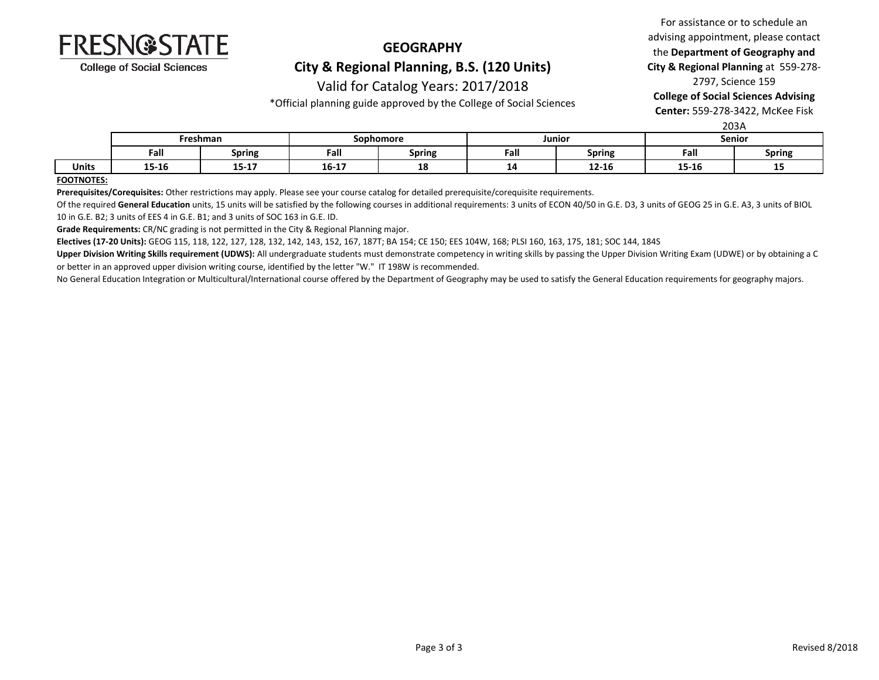FRESNO STATE
College of Social Sciences

# GEOGRAPHY

## City & Regional Planning, B.S. (120 Units)

Valid for Catalog Years: 2017/2018

*Official planning guide approved by the College of Social Sciences

For assistance or to schedule an advising appointment, please contact the **Department of Geography and City & Regional Planning** at 559-278-2797, Science 159

**College of Social Sciences Advising Center:** 559-278-3422, McKee Fisk 203A

| | Freshman | | Sophomore | | Junior | | Senior | |
|---|---|---|---|---|---|---|---|---|
| | Fall | Spring | Fall | Spring | Fall | Spring | Fall | Spring |
| **Units** | 15-16 | 15-17 | 16-17 | 18 | 14 | 12-16 | 15-16 | 15 |

**FOOTNOTES:**

**Prerequisites/Corequisites:** Other restrictions may apply. Please see your course catalog for detailed prerequisite/corequisite requirements.

Of the required **General Education** units, 15 units will be satisfied by the following courses in additional requirements: 3 units of ECON 40/50 in G.E. D3, 3 units of GEOG 25 in G.E. A3, 3 units of BIOL 10 in G.E. B2; 3 units of EES 4 in G.E. B1; and 3 units of SOC 163 in G.E. ID.

**Grade Requirements:** CR/NC grading is not permitted in the City & Regional Planning major.

**Electives (17-20 Units):** GEOG 115, 118, 122, 127, 128, 132, 142, 143, 152, 167, 187T; BA 154; CE 150; EES 104W, 168; PLSI 160, 163, 175, 181; SOC 144, 184S

**Upper Division Writing Skills requirement (UDWS):** All undergraduate students must demonstrate competency in writing skills by passing the Upper Division Writing Exam (UDWE) or by obtaining a C or better in an approved upper division writing course, identified by the letter "W." IT 198W is recommended.

No General Education Integration or Multicultural/International course offered by the Department of Geography may be used to satisfy the General Education requirements for geography majors.

Revised 8/2018